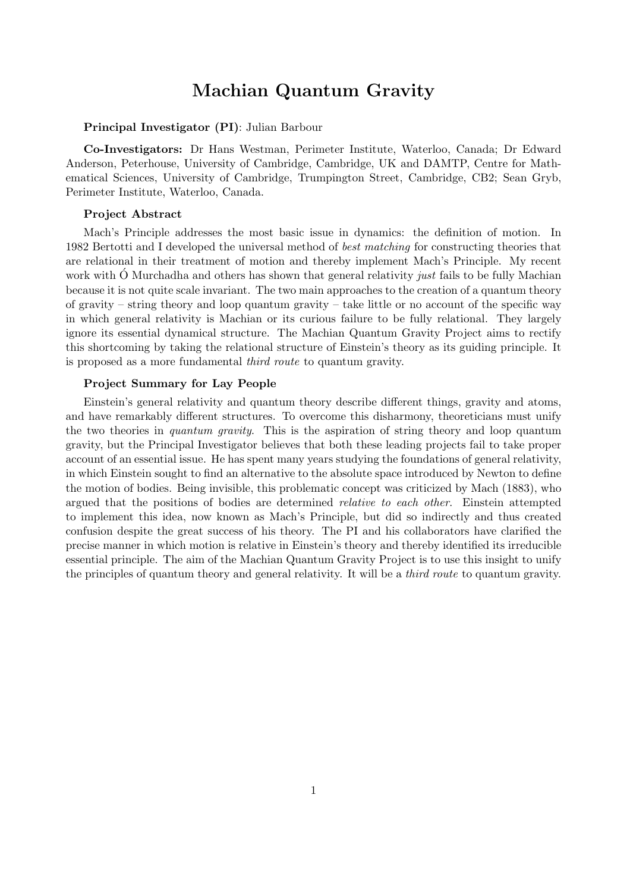# Machian Quantum Gravity

**Principal Investigator (PI)**: Julian Barbour

**Co-Investigators:** Dr Hans Westman, Perimeter Institute, Waterloo, Canada; Dr Edward Anderson, Peterhouse, University of Cambridge, Cambridge, UK and DAMTP, Centre for Mathematical Sciences, University of Cambridge, Trumpington Street, Cambridge, CB2; Sean Gryb, Perimeter Institute, Waterloo, Canada.

**Project Abstract**

Mach's Principle addresses the most basic issue in dynamics: the definition of motion. In 1982 Bertotti and I developed the universal method of *best matching* for constructing theories that are relational in their treatment of motion and thereby implement Mach's Principle. My recent work with Ó Murchadha and others has shown that general relativity *just* fails to be fully Machian because it is not quite scale invariant. The two main approaches to the creation of a quantum theory of gravity – string theory and loop quantum gravity – take little or no account of the specific way in which general relativity is Machian or its curious failure to be fully relational. They largely ignore its essential dynamical structure. The Machian Quantum Gravity Project aims to rectify this shortcoming by taking the relational structure of Einstein's theory as its guiding principle. It is proposed as a more fundamental *third route* to quantum gravity.

**Project Summary for Lay People**

Einstein's general relativity and quantum theory describe different things, gravity and atoms, and have remarkably different structures. To overcome this disharmony, theoreticians must unify the two theories in *quantum gravity*. This is the aspiration of string theory and loop quantum gravity, but the Principal Investigator believes that both these leading projects fail to take proper account of an essential issue. He has spent many years studying the foundations of general relativity, in which Einstein sought to find an alternative to the absolute space introduced by Newton to define the motion of bodies. Being invisible, this problematic concept was criticized by Mach (1883), who argued that the positions of bodies are determined *relative to each other*. Einstein attempted to implement this idea, now known as Mach's Principle, but did so indirectly and thus created confusion despite the great success of his theory. The PI and his collaborators have clarified the precise manner in which motion is relative in Einstein's theory and thereby identified its irreducible essential principle. The aim of the Machian Quantum Gravity Project is to use this insight to unify the principles of quantum theory and general relativity. It will be a *third route* to quantum gravity.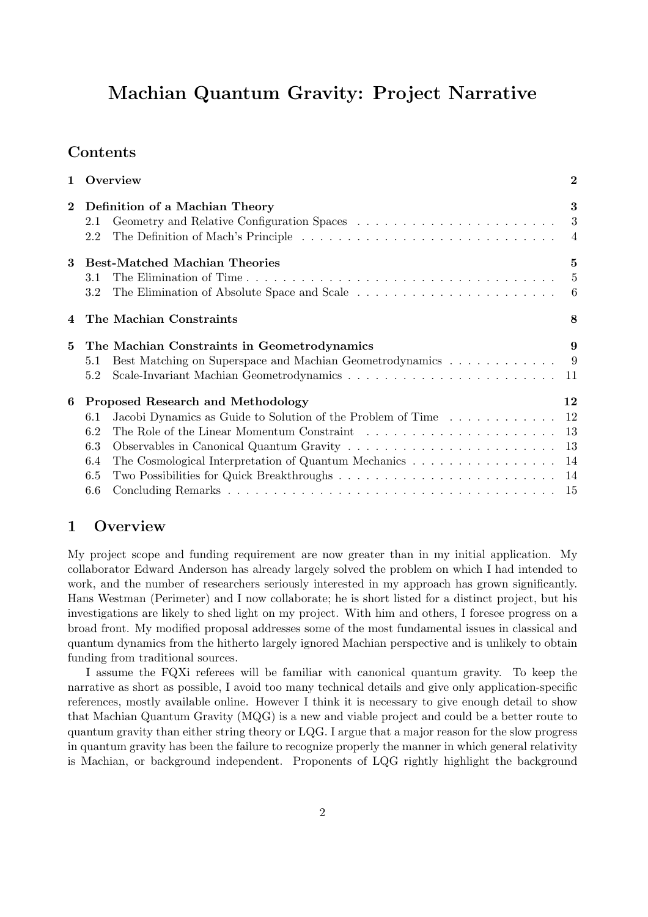# Machian Quantum Gravity: Project Narrative

## Contents

| | | |
|---|---|---|
| **1** | **Overview** | **2** |
| **2** | **Definition of a Machian Theory** | **3** |
| 2.1 | Geometry and Relative Configuration Spaces | 3 |
| 2.2 | The Definition of Mach's Principle | 4 |
| **3** | **Best-Matched Machian Theories** | **5** |
| 3.1 | The Elimination of Time | 5 |
| 3.2 | The Elimination of Absolute Space and Scale | 6 |
| **4** | **The Machian Constraints** | **8** |
| **5** | **The Machian Constraints in Geometrodynamics** | **9** |
| 5.1 | Best Matching on Superspace and Machian Geometrodynamics | 9 |
| 5.2 | Scale-Invariant Machian Geometrodynamics | 11 |
| **6** | **Proposed Research and Methodology** | **12** |
| 6.1 | Jacobi Dynamics as Guide to Solution of the Problem of Time | 12 |
| 6.2 | The Role of the Linear Momentum Constraint | 13 |
| 6.3 | Observables in Canonical Quantum Gravity | 13 |
| 6.4 | The Cosmological Interpretation of Quantum Mechanics | 14 |
| 6.5 | Two Possibilities for Quick Breakthroughs | 14 |
| 6.6 | Concluding Remarks | 15 |

## 1 Overview

My project scope and funding requirement are now greater than in my initial application. My collaborator Edward Anderson has already largely solved the problem on which I had intended to work, and the number of researchers seriously interested in my approach has grown significantly. Hans Westman (Perimeter) and I now collaborate; he is short listed for a distinct project, but his investigations are likely to shed light on my project. With him and others, I foresee progress on a broad front. My modified proposal addresses some of the most fundamental issues in classical and quantum dynamics from the hitherto largely ignored Machian perspective and is unlikely to obtain funding from traditional sources.

I assume the FQXi referees will be familiar with canonical quantum gravity. To keep the narrative as short as possible, I avoid too many technical details and give only application-specific references, mostly available online. However I think it is necessary to give enough detail to show that Machian Quantum Gravity (MQG) is a new and viable project and could be a better route to quantum gravity than either string theory or LQG. I argue that a major reason for the slow progress in quantum gravity has been the failure to recognize properly the manner in which general relativity is Machian, or background independent. Proponents of LQG rightly highlight the background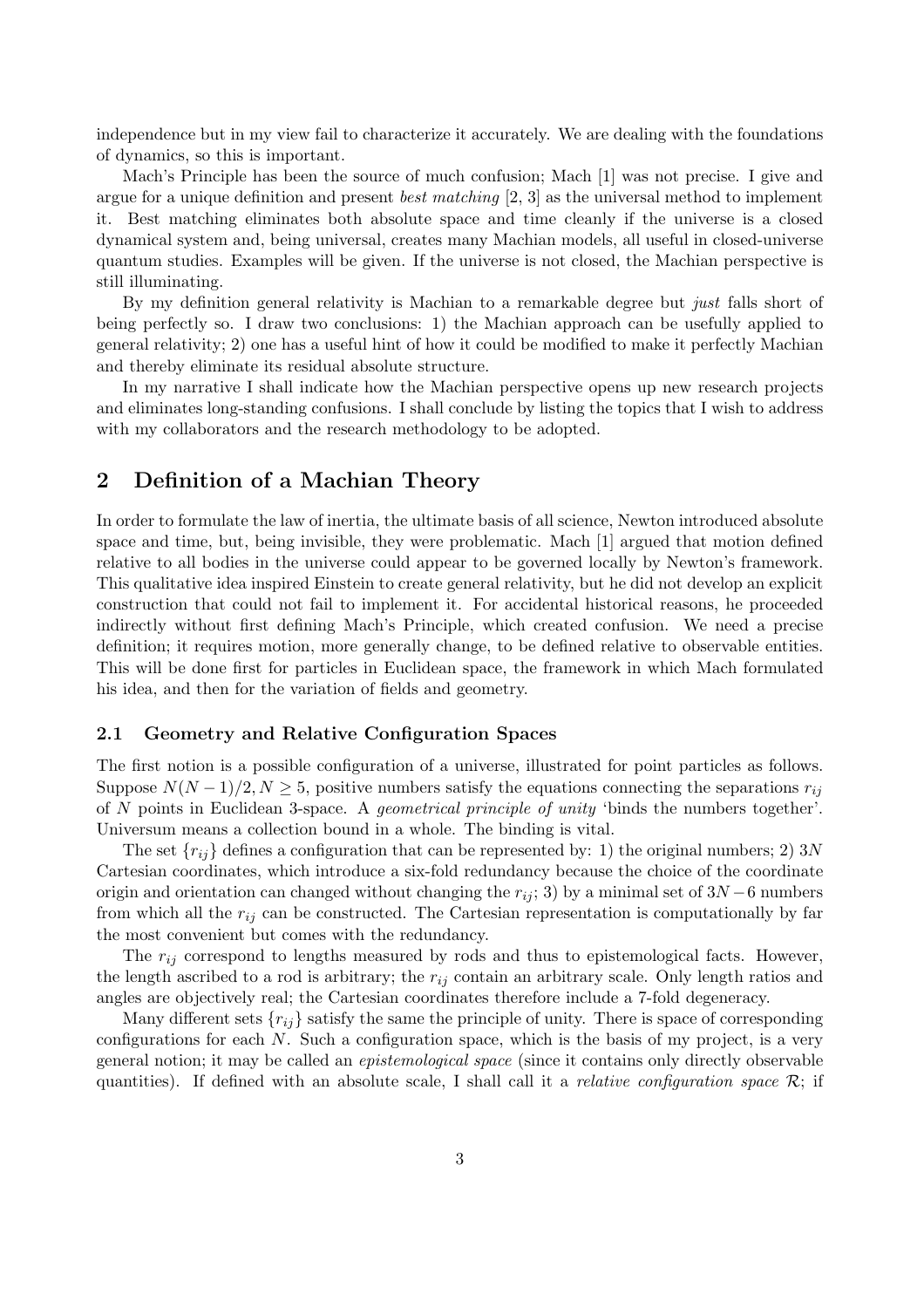independence but in my view fail to characterize it accurately. We are dealing with the foundations of dynamics, so this is important.

Mach's Principle has been the source of much confusion; Mach [1] was not precise. I give and argue for a unique definition and present *best matching* [2, 3] as the universal method to implement it. Best matching eliminates both absolute space and time cleanly if the universe is a closed dynamical system and, being universal, creates many Machian models, all useful in closed-universe quantum studies. Examples will be given. If the universe is not closed, the Machian perspective is still illuminating.

By my definition general relativity is Machian to a remarkable degree but *just* falls short of being perfectly so. I draw two conclusions: 1) the Machian approach can be usefully applied to general relativity; 2) one has a useful hint of how it could be modified to make it perfectly Machian and thereby eliminate its residual absolute structure.

In my narrative I shall indicate how the Machian perspective opens up new research projects and eliminates long-standing confusions. I shall conclude by listing the topics that I wish to address with my collaborators and the research methodology to be adopted.

## 2 Definition of a Machian Theory

In order to formulate the law of inertia, the ultimate basis of all science, Newton introduced absolute space and time, but, being invisible, they were problematic. Mach [1] argued that motion defined relative to all bodies in the universe could appear to be governed locally by Newton's framework. This qualitative idea inspired Einstein to create general relativity, but he did not develop an explicit construction that could not fail to implement it. For accidental historical reasons, he proceeded indirectly without first defining Mach's Principle, which created confusion. We need a precise definition; it requires motion, more generally change, to be defined relative to observable entities. This will be done first for particles in Euclidean space, the framework in which Mach formulated his idea, and then for the variation of fields and geometry.

### 2.1 Geometry and Relative Configuration Spaces

The first notion is a possible configuration of a universe, illustrated for point particles as follows. Suppose $N(N-1)/2, N \geq 5$, positive numbers satisfy the equations connecting the separations $r_{ij}$ of $N$ points in Euclidean 3-space. A *geometrical principle of unity* 'binds the numbers together'. Universum means a collection bound in a whole. The binding is vital.

The set $\{r_{ij}\}$ defines a configuration that can be represented by: 1) the original numbers; 2) $3N$ Cartesian coordinates, which introduce a six-fold redundancy because the choice of the coordinate origin and orientation can changed without changing the $r_{ij}$; 3) by a minimal set of $3N-6$ numbers from which all the $r_{ij}$ can be constructed. The Cartesian representation is computationally by far the most convenient but comes with the redundancy.

The $r_{ij}$ correspond to lengths measured by rods and thus to epistemological facts. However, the length ascribed to a rod is arbitrary; the $r_{ij}$ contain an arbitrary scale. Only length ratios and angles are objectively real; the Cartesian coordinates therefore include a 7-fold degeneracy.

Many different sets $\{r_{ij}\}$ satisfy the same the principle of unity. There is space of corresponding configurations for each $N$. Such a configuration space, which is the basis of my project, is a very general notion; it may be called an *epistemological space* (since it contains only directly observable quantities). If defined with an absolute scale, I shall call it a *relative configuration space* $\mathcal{R}$; if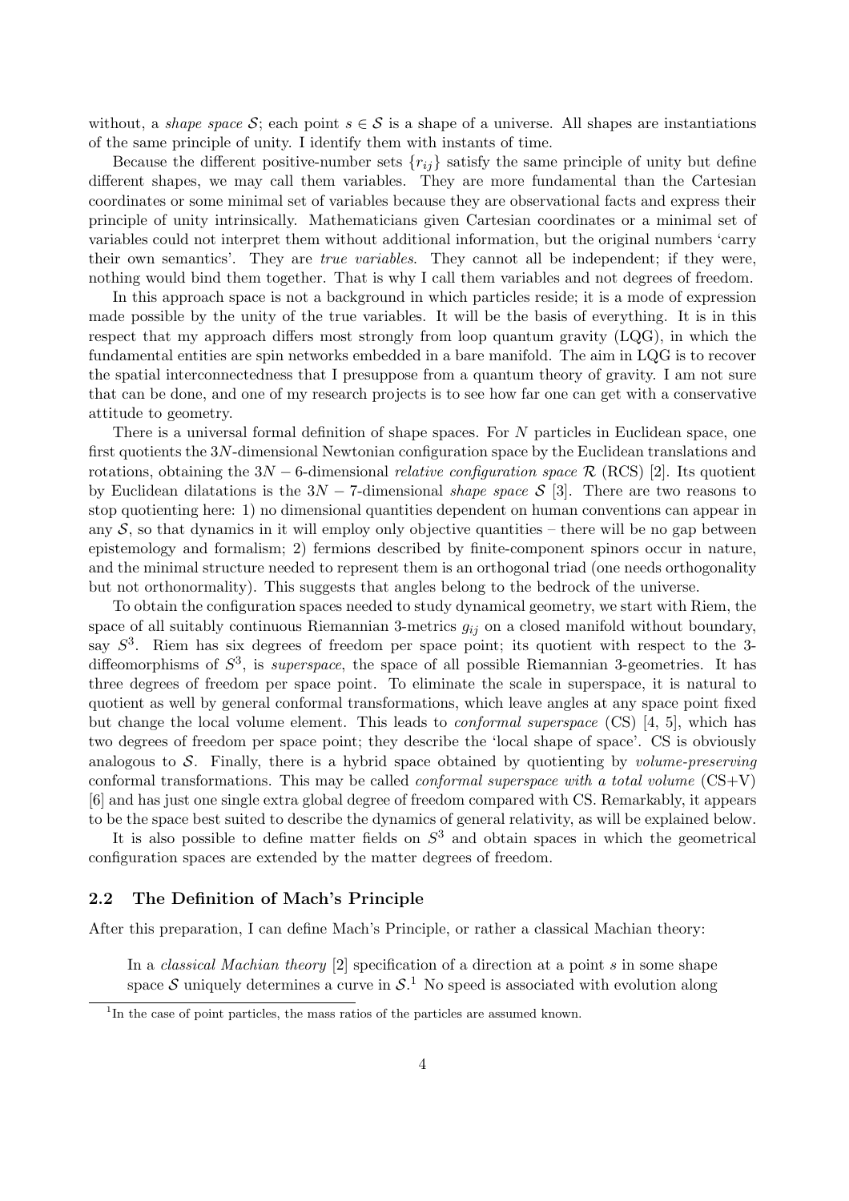without, a *shape space* $\mathcal{S}$; each point $s \in \mathcal{S}$ is a shape of a universe. All shapes are instantiations of the same principle of unity. I identify them with instants of time.

Because the different positive-number sets $\{r_{ij}\}$ satisfy the same principle of unity but define different shapes, we may call them variables. They are more fundamental than the Cartesian coordinates or some minimal set of variables because they are observational facts and express their principle of unity intrinsically. Mathematicians given Cartesian coordinates or a minimal set of variables could not interpret them without additional information, but the original numbers 'carry their own semantics'. They are *true variables*. They cannot all be independent; if they were, nothing would bind them together. That is why I call them variables and not degrees of freedom.

In this approach space is not a background in which particles reside; it is a mode of expression made possible by the unity of the true variables. It will be the basis of everything. It is in this respect that my approach differs most strongly from loop quantum gravity (LQG), in which the fundamental entities are spin networks embedded in a bare manifold. The aim in LQG is to recover the spatial interconnectedness that I presuppose from a quantum theory of gravity. I am not sure that can be done, and one of my research projects is to see how far one can get with a conservative attitude to geometry.

There is a universal formal definition of shape spaces. For $N$ particles in Euclidean space, one first quotients the $3N$-dimensional Newtonian configuration space by the Euclidean translations and rotations, obtaining the $3N-6$-dimensional *relative configuration space* $\mathcal{R}$ (RCS) [2]. Its quotient by Euclidean dilatations is the $3N-7$-dimensional *shape space* $\mathcal{S}$ [3]. There are two reasons to stop quotienting here: 1) no dimensional quantities dependent on human conventions can appear in any $\mathcal{S}$, so that dynamics in it will employ only objective quantities – there will be no gap between epistemology and formalism; 2) fermions described by finite-component spinors occur in nature, and the minimal structure needed to represent them is an orthogonal triad (one needs orthogonality but not orthonormality). This suggests that angles belong to the bedrock of the universe.

To obtain the configuration spaces needed to study dynamical geometry, we start with Riem, the space of all suitably continuous Riemannian 3-metrics $g_{ij}$ on a closed manifold without boundary, say $S^3$. Riem has six degrees of freedom per space point; its quotient with respect to the 3-diffeomorphisms of $S^3$, is *superspace*, the space of all possible Riemannian 3-geometries. It has three degrees of freedom per space point. To eliminate the scale in superspace, it is natural to quotient as well by general conformal transformations, which leave angles at any space point fixed but change the local volume element. This leads to *conformal superspace* (CS) [4, 5], which has two degrees of freedom per space point; they describe the 'local shape of space'. CS is obviously analogous to $\mathcal{S}$. Finally, there is a hybrid space obtained by quotienting by *volume-preserving* conformal transformations. This may be called *conformal superspace with a total volume* (CS+V) [6] and has just one single extra global degree of freedom compared with CS. Remarkably, it appears to be the space best suited to describe the dynamics of general relativity, as will be explained below.

It is also possible to define matter fields on $S^3$ and obtain spaces in which the geometrical configuration spaces are extended by the matter degrees of freedom.

## 2.2 The Definition of Mach's Principle

After this preparation, I can define Mach's Principle, or rather a classical Machian theory:

> In a *classical Machian theory* [2] specification of a direction at a point $s$ in some shape space $\mathcal{S}$ uniquely determines a curve in $\mathcal{S}$.[1] No speed is associated with evolution along

[1] In the case of point particles, the mass ratios of the particles are assumed known.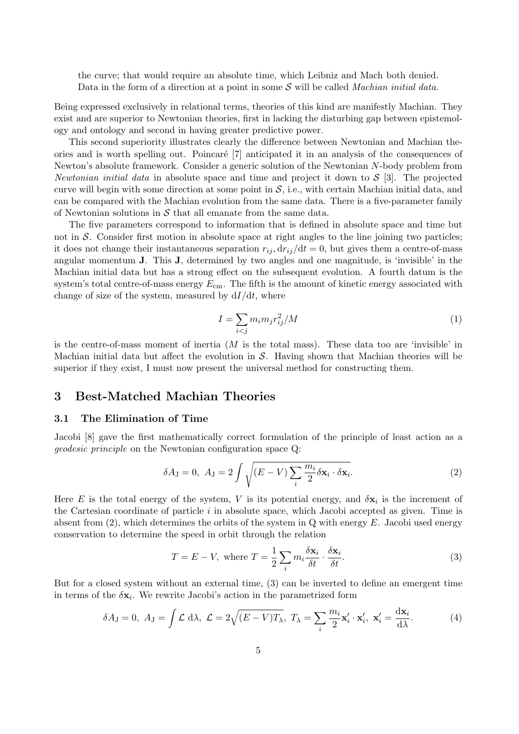the curve; that would require an absolute time, which Leibniz and Mach both denied. Data in the form of a direction at a point in some $\mathcal{S}$ will be called *Machian initial data*.

Being expressed exclusively in relational terms, theories of this kind are manifestly Machian. They exist and are superior to Newtonian theories, first in lacking the disturbing gap between epistemology and ontology and second in having greater predictive power.

This second superiority illustrates clearly the difference between Newtonian and Machian theories and is worth spelling out. Poincaré [7] anticipated it in an analysis of the consequences of Newton's absolute framework. Consider a generic solution of the Newtonian $N$-body problem from *Newtonian initial data* in absolute space and time and project it down to $\mathcal{S}$ [3]. The projected curve will begin with some direction at some point in $\mathcal{S}$, i.e., with certain Machian initial data, and can be compared with the Machian evolution from the same data. There is a five-parameter family of Newtonian solutions in $\mathcal{S}$ that all emanate from the same data.

The five parameters correspond to information that is defined in absolute space and time but not in $\mathcal{S}$. Consider first motion in absolute space at right angles to the line joining two particles; it does not change their instantaneous separation $r_{ij}, \mathrm{d}r_{ij}/\mathrm{d}t = 0$, but gives them a centre-of-mass angular momentum $\mathbf{J}$. This $\mathbf{J}$, determined by two angles and one magnitude, is 'invisible' in the Machian initial data but has a strong effect on the subsequent evolution. A fourth datum is the system's total centre-of-mass energy $E_{\mathrm{cm}}$. The fifth is the amount of kinetic energy associated with change of size of the system, measured by $\mathrm{d}I/\mathrm{d}t$, where

$$I = \sum_{i<j} m_i m_j r_{ij}^2 / M \tag{1}$$

is the centre-of-mass moment of inertia ($M$ is the total mass). These data too are 'invisible' in Machian initial data but affect the evolution in $\mathcal{S}$. Having shown that Machian theories will be superior if they exist, I must now present the universal method for constructing them.

## 3 Best-Matched Machian Theories

### 3.1 The Elimination of Time

Jacobi [8] gave the first mathematically correct formulation of the principle of least action as a *geodesic principle* on the Newtonian configuration space Q:

$$\delta A_{\mathrm{J}} = 0, \; A_{\mathrm{J}} = 2 \int \sqrt{(E - V) \sum_i \frac{m_i}{2} \delta \mathbf{x}_i \cdot \delta \mathbf{x}_i}. \tag{2}$$

Here $E$ is the total energy of the system, $V$ is its potential energy, and $\delta \mathbf{x}_i$ is the increment of the Cartesian coordinate of particle $i$ in absolute space, which Jacobi accepted as given. Time is absent from (2), which determines the orbits of the system in Q with energy $E$. Jacobi used energy conservation to determine the speed in orbit through the relation

$$T = E - V, \text{ where } T = \frac{1}{2} \sum_i m_i \frac{\delta \mathbf{x}_i}{\delta t} \cdot \frac{\delta \mathbf{x}_i}{\delta t}. \tag{3}$$

But for a closed system without an external time, (3) can be inverted to define an emergent time in terms of the $\delta \mathbf{x}_i$. We rewrite Jacobi's action in the parametrized form

$$\delta A_{\mathrm{J}} = 0, \; A_{\mathrm{J}} = \int \mathcal{L} \; \mathrm{d}\lambda, \; \mathcal{L} = 2\sqrt{(E - V) T_\lambda}, \; T_\lambda = \sum_i \frac{m_i}{2} \mathbf{x}_i' \cdot \mathbf{x}_i', \; \mathbf{x}_i' = \frac{\mathrm{d}\mathbf{x}_i}{\mathrm{d}\lambda}. \tag{4}$$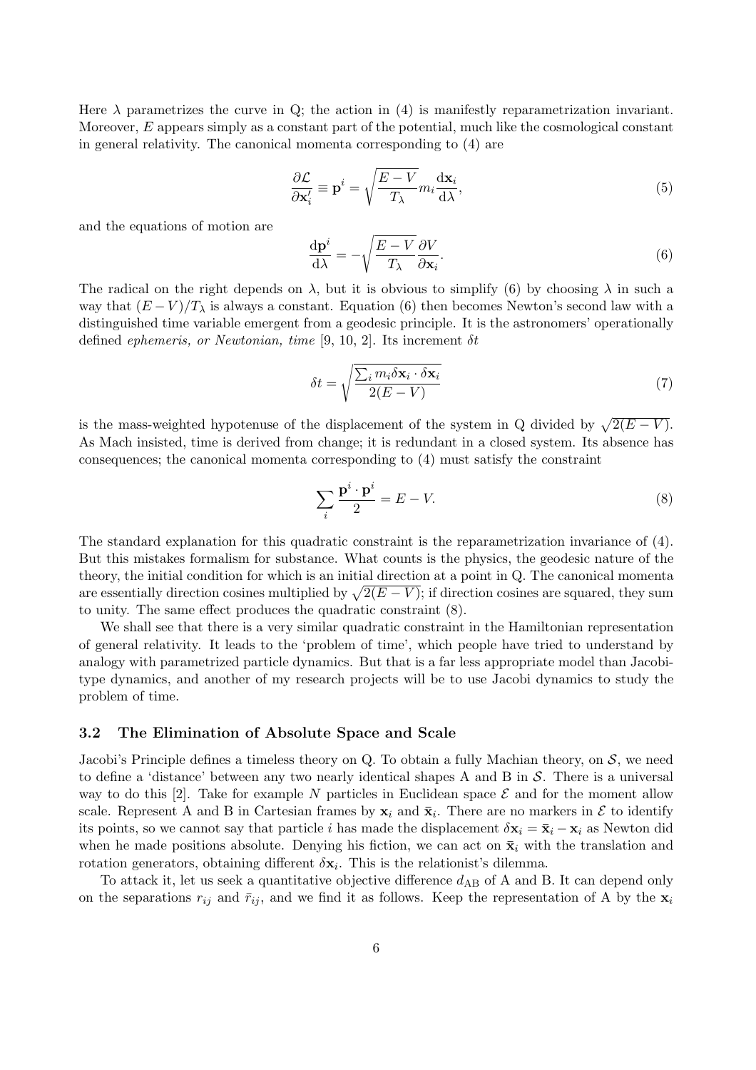Here $\lambda$ parametrizes the curve in Q; the action in (4) is manifestly reparametrization invariant. Moreover, $E$ appears simply as a constant part of the potential, much like the cosmological constant in general relativity. The canonical momenta corresponding to (4) are

$$\frac{\partial \mathcal{L}}{\partial \mathbf{x}'_i} \equiv \mathbf{p}^i = \sqrt{\frac{E-V}{T_\lambda}} m_i \frac{\mathrm{d}\mathbf{x}_i}{\mathrm{d}\lambda}, \tag{5}$$

and the equations of motion are

$$\frac{\mathrm{d}\mathbf{p}^i}{\mathrm{d}\lambda} = -\sqrt{\frac{E-V}{T_\lambda}} \frac{\partial V}{\partial \mathbf{x}_i}. \tag{6}$$

The radical on the right depends on $\lambda$, but it is obvious to simplify (6) by choosing $\lambda$ in such a way that $(E-V)/T_\lambda$ is always a constant. Equation (6) then becomes Newton's second law with a distinguished time variable emergent from a geodesic principle. It is the astronomers' operationally defined *ephemeris, or Newtonian, time* [9, 10, 2]. Its increment $\delta t$

$$\delta t = \sqrt{\frac{\sum_i m_i \delta\mathbf{x}_i \cdot \delta\mathbf{x}_i}{2(E-V)}} \tag{7}$$

is the mass-weighted hypotenuse of the displacement of the system in Q divided by $\sqrt{2(E-V)}$. As Mach insisted, time is derived from change; it is redundant in a closed system. Its absence has consequences; the canonical momenta corresponding to (4) must satisfy the constraint

$$\sum_i \frac{\mathbf{p}^i \cdot \mathbf{p}^i}{2} = E - V. \tag{8}$$

The standard explanation for this quadratic constraint is the reparametrization invariance of (4). But this mistakes formalism for substance. What counts is the physics, the geodesic nature of the theory, the initial condition for which is an initial direction at a point in Q. The canonical momenta are essentially direction cosines multiplied by $\sqrt{2(E-V)}$; if direction cosines are squared, they sum to unity. The same effect produces the quadratic constraint (8).

We shall see that there is a very similar quadratic constraint in the Hamiltonian representation of general relativity. It leads to the 'problem of time', which people have tried to understand by analogy with parametrized particle dynamics. But that is a far less appropriate model than Jacobi-type dynamics, and another of my research projects will be to use Jacobi dynamics to study the problem of time.

### 3.2 The Elimination of Absolute Space and Scale

Jacobi's Principle defines a timeless theory on Q. To obtain a fully Machian theory, on $\mathcal{S}$, we need to define a 'distance' between any two nearly identical shapes A and B in $\mathcal{S}$. There is a universal way to do this [2]. Take for example $N$ particles in Euclidean space $\mathcal{E}$ and for the moment allow scale. Represent A and B in Cartesian frames by $\mathbf{x}_i$ and $\bar{\mathbf{x}}_i$. There are no markers in $\mathcal{E}$ to identify its points, so we cannot say that particle $i$ has made the displacement $\delta\mathbf{x}_i = \bar{\mathbf{x}}_i - \mathbf{x}_i$ as Newton did when he made positions absolute. Denying his fiction, we can act on $\bar{\mathbf{x}}_i$ with the translation and rotation generators, obtaining different $\delta\mathbf{x}_i$. This is the relationist's dilemma.

To attack it, let us seek a quantitative objective difference $d_{\mathrm{AB}}$ of A and B. It can depend only on the separations $r_{ij}$ and $\bar{r}_{ij}$, and we find it as follows. Keep the representation of A by the $\mathbf{x}_i$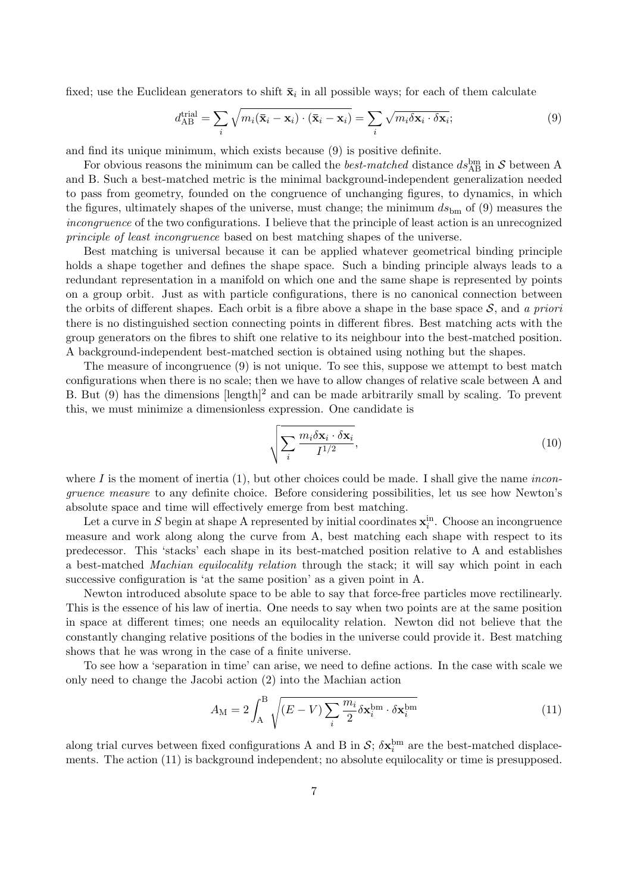fixed; use the Euclidean generators to shift $\bar{\mathbf{x}}_i$ in all possible ways; for each of them calculate

$$d_{\rm AB}^{\rm trial} = \sum_i \sqrt{m_i(\bar{\mathbf{x}}_i - \mathbf{x}_i)\cdot(\bar{\mathbf{x}}_i - \mathbf{x}_i)} = \sum_i \sqrt{m_i \delta\mathbf{x}_i \cdot \delta\mathbf{x}_i}; \tag{9}$$

and find its unique minimum, which exists because (9) is positive definite.

For obvious reasons the minimum can be called the *best-matched* distance $ds_{\rm AB}^{\rm bm}$ in $\mathcal{S}$ between A and B. Such a best-matched metric is the minimal background-independent generalization needed to pass from geometry, founded on the congruence of unchanging figures, to dynamics, in which the figures, ultimately shapes of the universe, must change; the minimum $ds_{\rm bm}$ of (9) measures the *incongruence* of the two configurations. I believe that the principle of least action is an unrecognized *principle of least incongruence* based on best matching shapes of the universe.

Best matching is universal because it can be applied whatever geometrical binding principle holds a shape together and defines the shape space. Such a binding principle always leads to a redundant representation in a manifold on which one and the same shape is represented by points on a group orbit. Just as with particle configurations, there is no canonical connection between the orbits of different shapes. Each orbit is a fibre above a shape in the base space $\mathcal{S}$, and *a priori* there is no distinguished section connecting points in different fibres. Best matching acts with the group generators on the fibres to shift one relative to its neighbour into the best-matched position. A background-independent best-matched section is obtained using nothing but the shapes.

The measure of incongruence (9) is not unique. To see this, suppose we attempt to best match configurations when there is no scale; then we have to allow changes of relative scale between A and B. But (9) has the dimensions $[\text{length}]^2$ and can be made arbitrarily small by scaling. To prevent this, we must minimize a dimensionless expression. One candidate is

$$\sqrt{\sum_i \frac{m_i \delta\mathbf{x}_i \cdot \delta\mathbf{x}_i}{I^{1/2}}}, \tag{10}$$

where $I$ is the moment of inertia (1), but other choices could be made. I shall give the name *incongruence measure* to any definite choice. Before considering possibilities, let us see how Newton's absolute space and time will effectively emerge from best matching.

Let a curve in $S$ begin at shape A represented by initial coordinates $\mathbf{x}_i^{\rm in}$. Choose an incongruence measure and work along along the curve from A, best matching each shape with respect to its predecessor. This 'stacks' each shape in its best-matched position relative to A and establishes a best-matched *Machian equilocality relation* through the stack; it will say which point in each successive configuration is 'at the same position' as a given point in A.

Newton introduced absolute space to be able to say that force-free particles move rectilinearly. This is the essence of his law of inertia. One needs to say when two points are at the same position in space at different times; one needs an equilocality relation. Newton did not believe that the constantly changing relative positions of the bodies in the universe could provide it. Best matching shows that he was wrong in the case of a finite universe.

To see how a 'separation in time' can arise, we need to define actions. In the case with scale we only need to change the Jacobi action (2) into the Machian action

$$A_{\rm M} = 2\int_{\rm A}^{\rm B} \sqrt{(E-V)\sum_i \frac{m_i}{2}\delta\mathbf{x}_i^{\rm bm}\cdot\delta\mathbf{x}_i^{\rm bm}} \tag{11}$$

along trial curves between fixed configurations A and B in $\mathcal{S}$; $\delta\mathbf{x}_i^{\rm bm}$ are the best-matched displacements. The action (11) is background independent; no absolute equilocality or time is presupposed.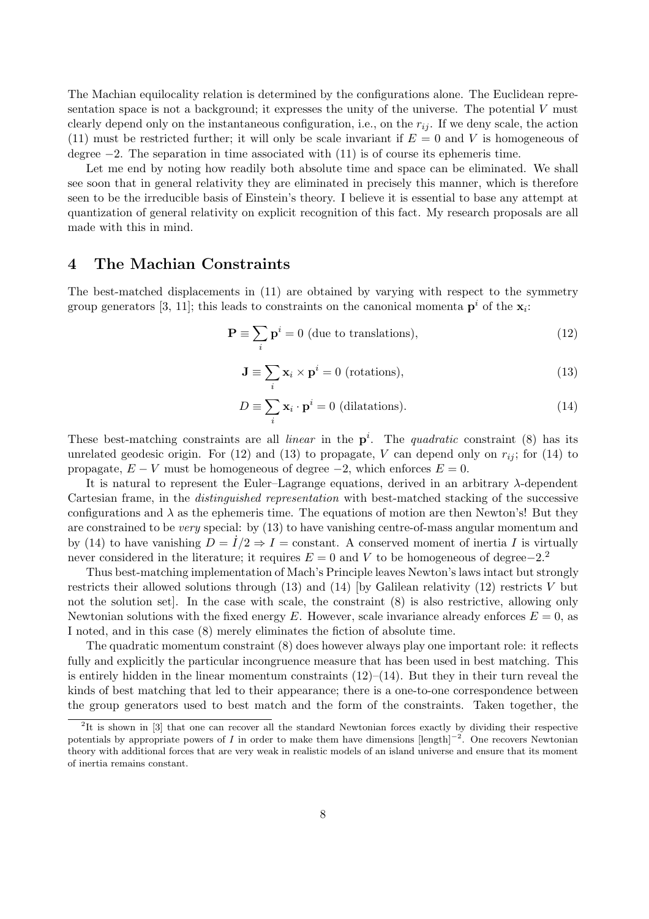The Machian equilocality relation is determined by the configurations alone. The Euclidean representation space is not a background; it expresses the unity of the universe. The potential $V$ must clearly depend only on the instantaneous configuration, i.e., on the $r_{ij}$. If we deny scale, the action (11) must be restricted further; it will only be scale invariant if $E = 0$ and $V$ is homogeneous of degree $-2$. The separation in time associated with (11) is of course its ephemeris time.

Let me end by noting how readily both absolute time and space can be eliminated. We shall see soon that in general relativity they are eliminated in precisely this manner, which is therefore seen to be the irreducible basis of Einstein's theory. I believe it is essential to base any attempt at quantization of general relativity on explicit recognition of this fact. My research proposals are all made with this in mind.

## 4 The Machian Constraints

The best-matched displacements in (11) are obtained by varying with respect to the symmetry group generators [3, 11]; this leads to constraints on the canonical momenta $\mathbf{p}^i$ of the $\mathbf{x}_i$:

$$\mathbf{P} \equiv \sum_i \mathbf{p}^i = 0 \text{ (due to translations)}, \tag{12}$$

$$\mathbf{J} \equiv \sum_i \mathbf{x}_i \times \mathbf{p}^i = 0 \text{ (rotations)}, \tag{13}$$

$$D \equiv \sum_i \mathbf{x}_i \cdot \mathbf{p}^i = 0 \text{ (dilatations)}. \tag{14}$$

These best-matching constraints are all *linear* in the $\mathbf{p}^i$. The *quadratic* constraint (8) has its unrelated geodesic origin. For (12) and (13) to propagate, $V$ can depend only on $r_{ij}$; for (14) to propagate, $E - V$ must be homogeneous of degree $-2$, which enforces $E = 0$.

It is natural to represent the Euler–Lagrange equations, derived in an arbitrary $\lambda$-dependent Cartesian frame, in the *distinguished representation* with best-matched stacking of the successive configurations and $\lambda$ as the ephemeris time. The equations of motion are then Newton's! But they are constrained to be *very* special: by (13) to have vanishing centre-of-mass angular momentum and by (14) to have vanishing $D = \dot{I}/2 \Rightarrow I = \text{constant}$. A conserved moment of inertia $I$ is virtually never considered in the literature; it requires $E = 0$ and $V$ to be homogeneous of degree$-2$.[2]

Thus best-matching implementation of Mach's Principle leaves Newton's laws intact but strongly restricts their allowed solutions through (13) and (14) [by Galilean relativity (12) restricts $V$ but not the solution set]. In the case with scale, the constraint (8) is also restrictive, allowing only Newtonian solutions with the fixed energy $E$. However, scale invariance already enforces $E = 0$, as I noted, and in this case (8) merely eliminates the fiction of absolute time.

The quadratic momentum constraint (8) does however always play one important role: it reflects fully and explicitly the particular incongruence measure that has been used in best matching. This is entirely hidden in the linear momentum constraints (12)–(14). But they in their turn reveal the kinds of best matching that led to their appearance; there is a one-to-one correspondence between the group generators used to best match and the form of the constraints. Taken together, the

[2] It is shown in [3] that one can recover all the standard Newtonian forces exactly by dividing their respective potentials by appropriate powers of $I$ in order to make them have dimensions $[\text{length}]^{-2}$. One recovers Newtonian theory with additional forces that are very weak in realistic models of an island universe and ensure that its moment of inertia remains constant.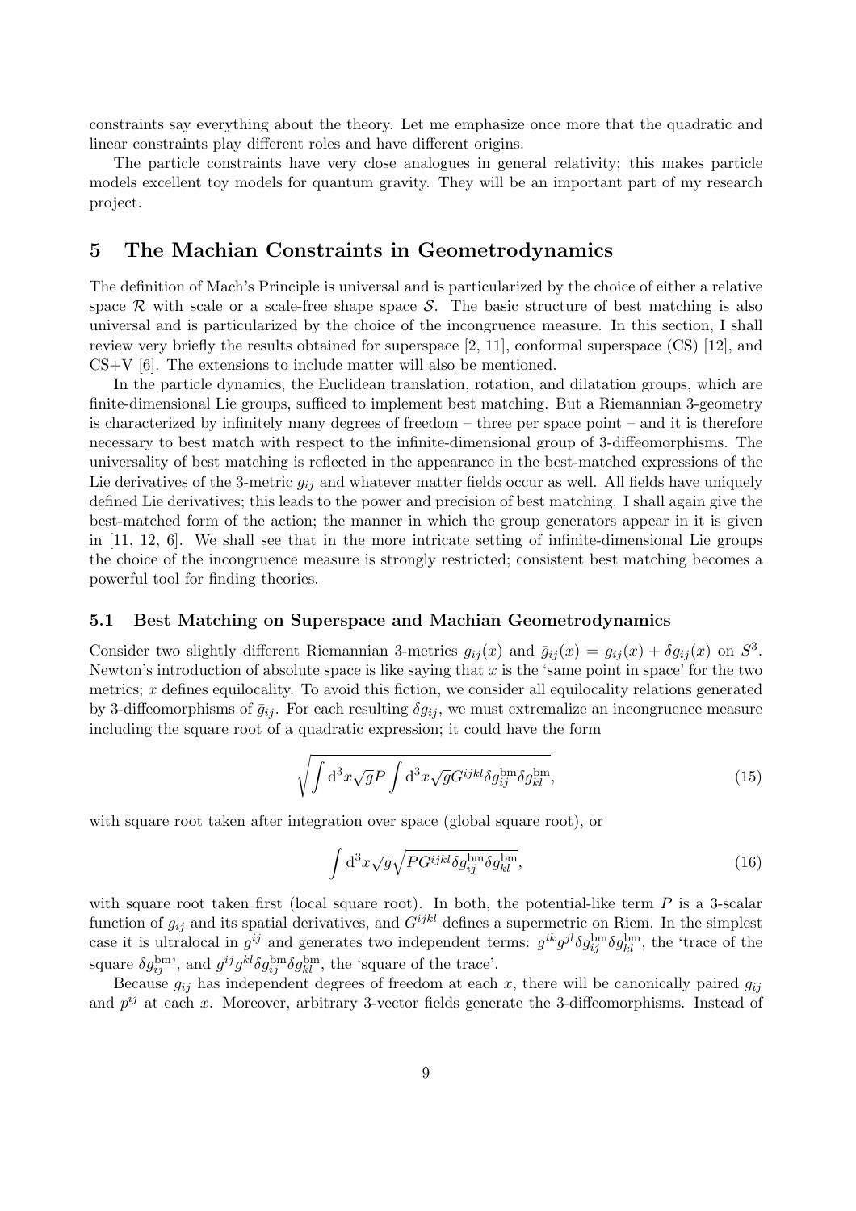constraints say everything about the theory. Let me emphasize once more that the quadratic and linear constraints play different roles and have different origins.

The particle constraints have very close analogues in general relativity; this makes particle models excellent toy models for quantum gravity. They will be an important part of my research project.

## 5 The Machian Constraints in Geometrodynamics

The definition of Mach's Principle is universal and is particularized by the choice of either a relative space $\mathcal{R}$ with scale or a scale-free shape space $\mathcal{S}$. The basic structure of best matching is also universal and is particularized by the choice of the incongruence measure. In this section, I shall review very briefly the results obtained for superspace [2, 11], conformal superspace (CS) [12], and CS+V [6]. The extensions to include matter will also be mentioned.

In the particle dynamics, the Euclidean translation, rotation, and dilatation groups, which are finite-dimensional Lie groups, sufficed to implement best matching. But a Riemannian 3-geometry is characterized by infinitely many degrees of freedom – three per space point – and it is therefore necessary to best match with respect to the infinite-dimensional group of 3-diffeomorphisms. The universality of best matching is reflected in the appearance in the best-matched expressions of the Lie derivatives of the 3-metric $g_{ij}$ and whatever matter fields occur as well. All fields have uniquely defined Lie derivatives; this leads to the power and precision of best matching. I shall again give the best-matched form of the action; the manner in which the group generators appear in it is given in [11, 12, 6]. We shall see that in the more intricate setting of infinite-dimensional Lie groups the choice of the incongruence measure is strongly restricted; consistent best matching becomes a powerful tool for finding theories.

### 5.1 Best Matching on Superspace and Machian Geometrodynamics

Consider two slightly different Riemannian 3-metrics $g_{ij}(x)$ and $\bar{g}_{ij}(x) = g_{ij}(x) + \delta g_{ij}(x)$ on $S^3$. Newton's introduction of absolute space is like saying that $x$ is the 'same point in space' for the two metrics; $x$ defines equilocality. To avoid this fiction, we consider all equilocality relations generated by 3-diffeomorphisms of $\bar{g}_{ij}$. For each resulting $\delta g_{ij}$, we must extremalize an incongruence measure including the square root of a quadratic expression; it could have the form

$$\sqrt{\int \mathrm{d}^3x\sqrt{g}P\int \mathrm{d}^3x\sqrt{g}G^{ijkl}\delta g_{ij}^{\mathrm{bm}}\delta g_{kl}^{\mathrm{bm}}}, \tag{15}$$

with square root taken after integration over space (global square root), or

$$\int \mathrm{d}^3x\sqrt{g}\sqrt{PG^{ijkl}\delta g_{ij}^{\mathrm{bm}}\delta g_{kl}^{\mathrm{bm}}}, \tag{16}$$

with square root taken first (local square root). In both, the potential-like term $P$ is a 3-scalar function of $g_{ij}$ and its spatial derivatives, and $G^{ijkl}$ defines a supermetric on Riem. In the simplest case it is ultralocal in $g^{ij}$ and generates two independent terms: $g^{ik}g^{jl}\delta g_{ij}^{\mathrm{bm}}\delta g_{kl}^{\mathrm{bm}}$, the 'trace of the square $\delta g_{ij}^{\mathrm{bm}}$', and $g^{ij}g^{kl}\delta g_{ij}^{\mathrm{bm}}\delta g_{kl}^{\mathrm{bm}}$, the 'square of the trace'.

Because $g_{ij}$ has independent degrees of freedom at each $x$, there will be canonically paired $g_{ij}$ and $p^{ij}$ at each $x$. Moreover, arbitrary 3-vector fields generate the 3-diffeomorphisms. Instead of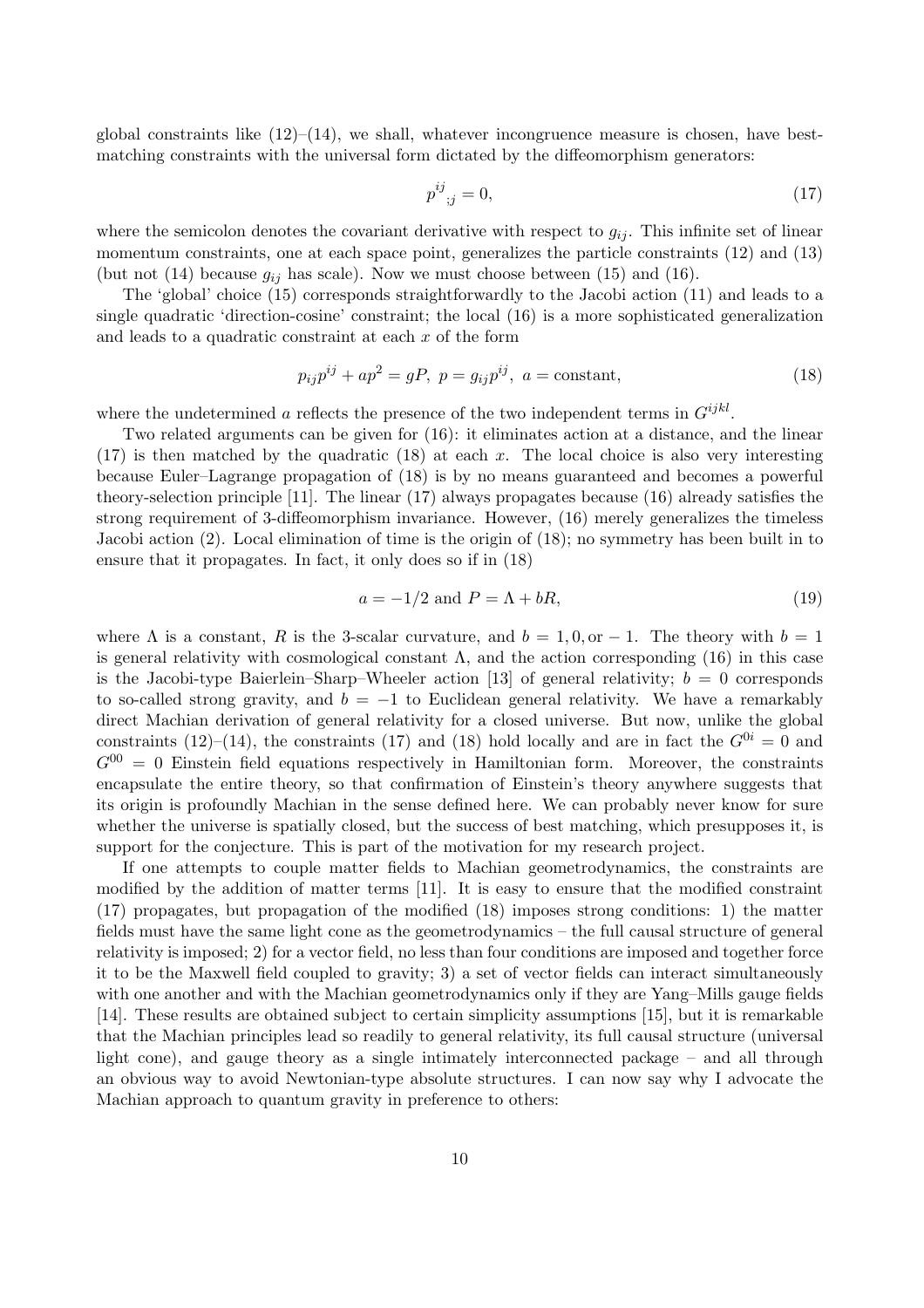global constraints like (12)–(14), we shall, whatever incongruence measure is chosen, have best-matching constraints with the universal form dictated by the diffeomorphism generators:

$$p^{ij}{}_{;j} = 0, \tag{17}$$

where the semicolon denotes the covariant derivative with respect to $g_{ij}$. This infinite set of linear momentum constraints, one at each space point, generalizes the particle constraints (12) and (13) (but not (14) because $g_{ij}$ has scale). Now we must choose between (15) and (16).

The 'global' choice (15) corresponds straightforwardly to the Jacobi action (11) and leads to a single quadratic 'direction-cosine' constraint; the local (16) is a more sophisticated generalization and leads to a quadratic constraint at each $x$ of the form

$$p_{ij}p^{ij} + ap^2 = gP, \; p = g_{ij}p^{ij}, \; a = \text{constant}, \tag{18}$$

where the undetermined $a$ reflects the presence of the two independent terms in $G^{ijkl}$.

Two related arguments can be given for (16): it eliminates action at a distance, and the linear (17) is then matched by the quadratic (18) at each $x$. The local choice is also very interesting because Euler–Lagrange propagation of (18) is by no means guaranteed and becomes a powerful theory-selection principle [11]. The linear (17) always propagates because (16) already satisfies the strong requirement of 3-diffeomorphism invariance. However, (16) merely generalizes the timeless Jacobi action (2). Local elimination of time is the origin of (18); no symmetry has been built in to ensure that it propagates. In fact, it only does so if in (18)

$$a = -1/2 \text{ and } P = \Lambda + bR, \tag{19}$$

where $\Lambda$ is a constant, $R$ is the 3-scalar curvature, and $b = 1, 0, \text{or} -1$. The theory with $b = 1$ is general relativity with cosmological constant $\Lambda$, and the action corresponding (16) in this case is the Jacobi-type Baierlein–Sharp–Wheeler action [13] of general relativity; $b = 0$ corresponds to so-called strong gravity, and $b = -1$ to Euclidean general relativity. We have a remarkably direct Machian derivation of general relativity for a closed universe. But now, unlike the global constraints (12)–(14), the constraints (17) and (18) hold locally and are in fact the $G^{0i} = 0$ and $G^{00} = 0$ Einstein field equations respectively in Hamiltonian form. Moreover, the constraints encapsulate the entire theory, so that confirmation of Einstein's theory anywhere suggests that its origin is profoundly Machian in the sense defined here. We can probably never know for sure whether the universe is spatially closed, but the success of best matching, which presupposes it, is support for the conjecture. This is part of the motivation for my research project.

If one attempts to couple matter fields to Machian geometrodynamics, the constraints are modified by the addition of matter terms [11]. It is easy to ensure that the modified constraint (17) propagates, but propagation of the modified (18) imposes strong conditions: 1) the matter fields must have the same light cone as the geometrodynamics – the full causal structure of general relativity is imposed; 2) for a vector field, no less than four conditions are imposed and together force it to be the Maxwell field coupled to gravity; 3) a set of vector fields can interact simultaneously with one another and with the Machian geometrodynamics only if they are Yang–Mills gauge fields [14]. These results are obtained subject to certain simplicity assumptions [15], but it is remarkable that the Machian principles lead so readily to general relativity, its full causal structure (universal light cone), and gauge theory as a single intimately interconnected package – and all through an obvious way to avoid Newtonian-type absolute structures. I can now say why I advocate the Machian approach to quantum gravity in preference to others: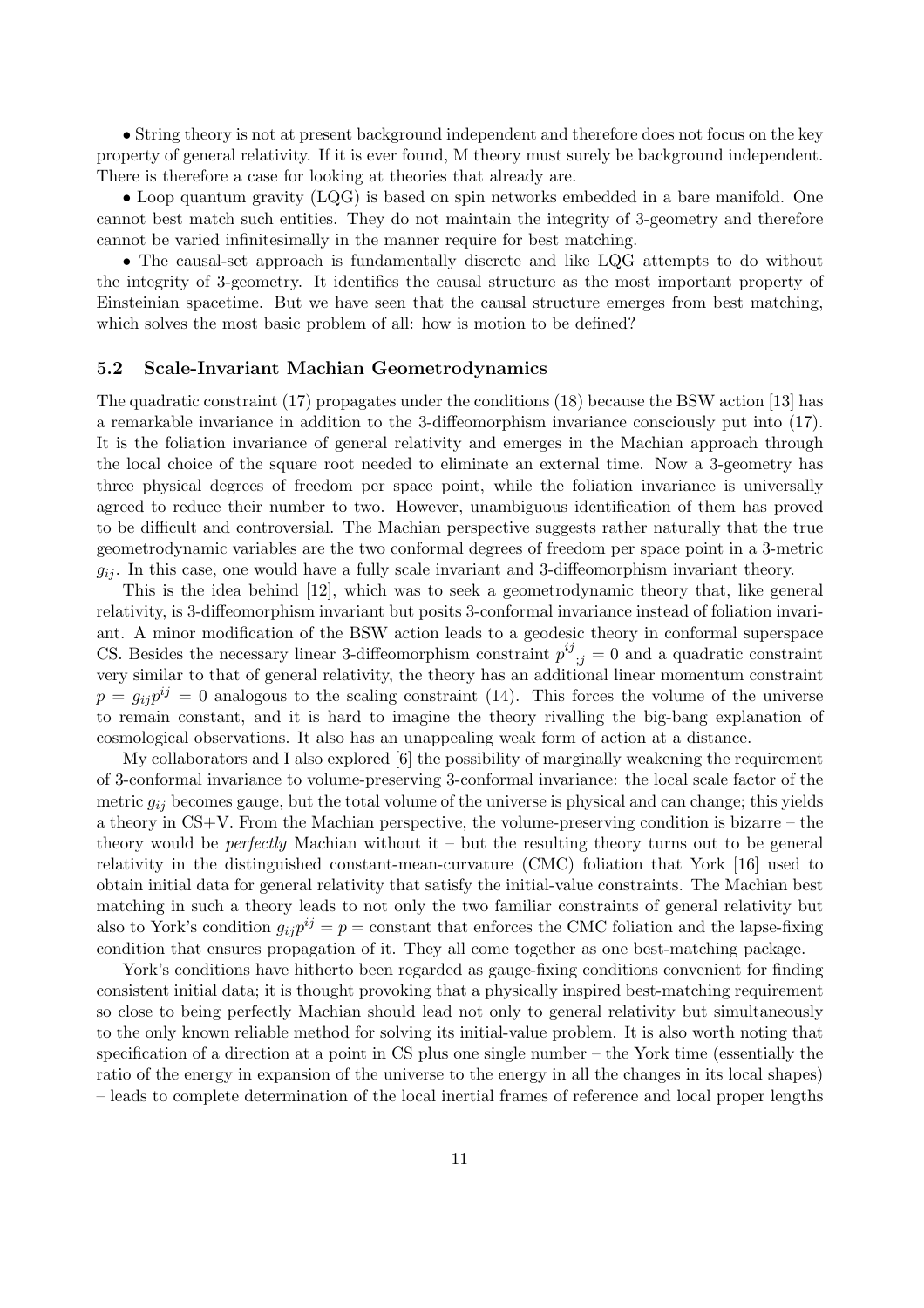• String theory is not at present background independent and therefore does not focus on the key property of general relativity. If it is ever found, M theory must surely be background independent. There is therefore a case for looking at theories that already are.

• Loop quantum gravity (LQG) is based on spin networks embedded in a bare manifold. One cannot best match such entities. They do not maintain the integrity of 3-geometry and therefore cannot be varied infinitesimally in the manner require for best matching.

• The causal-set approach is fundamentally discrete and like LQG attempts to do without the integrity of 3-geometry. It identifies the causal structure as the most important property of Einsteinian spacetime. But we have seen that the causal structure emerges from best matching, which solves the most basic problem of all: how is motion to be defined?

### 5.2 Scale-Invariant Machian Geometrodynamics

The quadratic constraint (17) propagates under the conditions (18) because the BSW action [13] has a remarkable invariance in addition to the 3-diffeomorphism invariance consciously put into (17). It is the foliation invariance of general relativity and emerges in the Machian approach through the local choice of the square root needed to eliminate an external time. Now a 3-geometry has three physical degrees of freedom per space point, while the foliation invariance is universally agreed to reduce their number to two. However, unambiguous identification of them has proved to be difficult and controversial. The Machian perspective suggests rather naturally that the true geometrodynamic variables are the two conformal degrees of freedom per space point in a 3-metric $g_{ij}$. In this case, one would have a fully scale invariant and 3-diffeomorphism invariant theory.

This is the idea behind [12], which was to seek a geometrodynamic theory that, like general relativity, is 3-diffeomorphism invariant but posits 3-conformal invariance instead of foliation invariant. A minor modification of the BSW action leads to a geodesic theory in conformal superspace CS. Besides the necessary linear 3-diffeomorphism constraint ${p^{ij}}_{;j} = 0$ and a quadratic constraint very similar to that of general relativity, the theory has an additional linear momentum constraint $p = g_{ij}p^{ij} = 0$ analogous to the scaling constraint (14). This forces the volume of the universe to remain constant, and it is hard to imagine the theory rivalling the big-bang explanation of cosmological observations. It also has an unappealing weak form of action at a distance.

My collaborators and I also explored [6] the possibility of marginally weakening the requirement of 3-conformal invariance to volume-preserving 3-conformal invariance: the local scale factor of the metric $g_{ij}$ becomes gauge, but the total volume of the universe is physical and can change; this yields a theory in CS+V. From the Machian perspective, the volume-preserving condition is bizarre – the theory would be *perfectly* Machian without it – but the resulting theory turns out to be general relativity in the distinguished constant-mean-curvature (CMC) foliation that York [16] used to obtain initial data for general relativity that satisfy the initial-value constraints. The Machian best matching in such a theory leads to not only the two familiar constraints of general relativity but also to York's condition $g_{ij}p^{ij} = p =$ constant that enforces the CMC foliation and the lapse-fixing condition that ensures propagation of it. They all come together as one best-matching package.

York's conditions have hitherto been regarded as gauge-fixing conditions convenient for finding consistent initial data; it is thought provoking that a physically inspired best-matching requirement so close to being perfectly Machian should lead not only to general relativity but simultaneously to the only known reliable method for solving its initial-value problem. It is also worth noting that specification of a direction at a point in CS plus one single number – the York time (essentially the ratio of the energy in expansion of the universe to the energy in all the changes in its local shapes) – leads to complete determination of the local inertial frames of reference and local proper lengths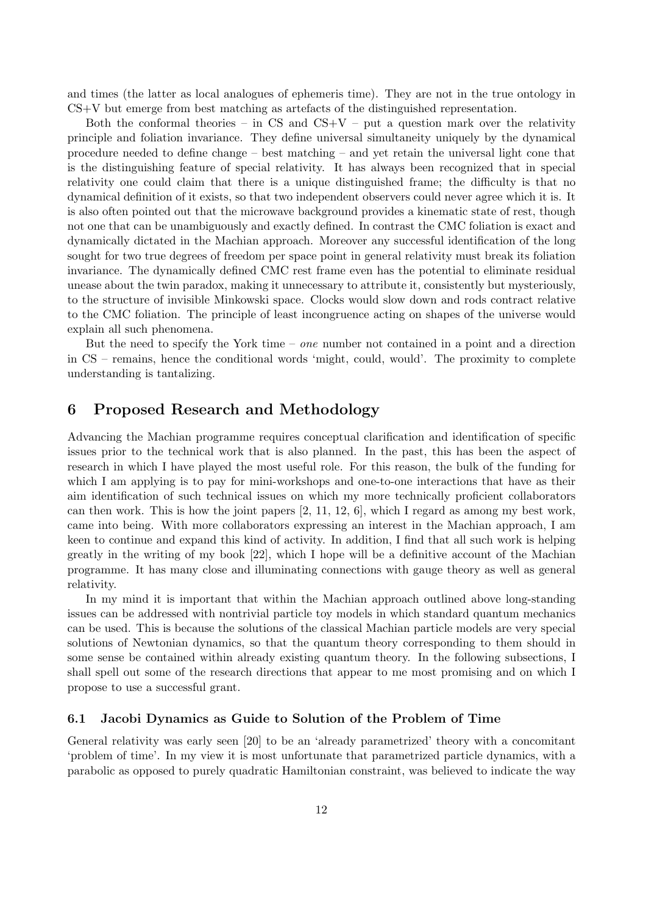and times (the latter as local analogues of ephemeris time). They are not in the true ontology in CS+V but emerge from best matching as artefacts of the distinguished representation.

Both the conformal theories – in CS and CS+V – put a question mark over the relativity principle and foliation invariance. They define universal simultaneity uniquely by the dynamical procedure needed to define change – best matching – and yet retain the universal light cone that is the distinguishing feature of special relativity. It has always been recognized that in special relativity one could claim that there is a unique distinguished frame; the difficulty is that no dynamical definition of it exists, so that two independent observers could never agree which it is. It is also often pointed out that the microwave background provides a kinematic state of rest, though not one that can be unambiguously and exactly defined. In contrast the CMC foliation is exact and dynamically dictated in the Machian approach. Moreover any successful identification of the long sought for two true degrees of freedom per space point in general relativity must break its foliation invariance. The dynamically defined CMC rest frame even has the potential to eliminate residual unease about the twin paradox, making it unnecessary to attribute it, consistently but mysteriously, to the structure of invisible Minkowski space. Clocks would slow down and rods contract relative to the CMC foliation. The principle of least incongruence acting on shapes of the universe would explain all such phenomena.

But the need to specify the York time – *one* number not contained in a point and a direction in CS – remains, hence the conditional words 'might, could, would'. The proximity to complete understanding is tantalizing.

## 6 Proposed Research and Methodology

Advancing the Machian programme requires conceptual clarification and identification of specific issues prior to the technical work that is also planned. In the past, this has been the aspect of research in which I have played the most useful role. For this reason, the bulk of the funding for which I am applying is to pay for mini-workshops and one-to-one interactions that have as their aim identification of such technical issues on which my more technically proficient collaborators can then work. This is how the joint papers [2, 11, 12, 6], which I regard as among my best work, came into being. With more collaborators expressing an interest in the Machian approach, I am keen to continue and expand this kind of activity. In addition, I find that all such work is helping greatly in the writing of my book [22], which I hope will be a definitive account of the Machian programme. It has many close and illuminating connections with gauge theory as well as general relativity.

In my mind it is important that within the Machian approach outlined above long-standing issues can be addressed with nontrivial particle toy models in which standard quantum mechanics can be used. This is because the solutions of the classical Machian particle models are very special solutions of Newtonian dynamics, so that the quantum theory corresponding to them should in some sense be contained within already existing quantum theory. In the following subsections, I shall spell out some of the research directions that appear to me most promising and on which I propose to use a successful grant.

### 6.1 Jacobi Dynamics as Guide to Solution of the Problem of Time

General relativity was early seen [20] to be an 'already parametrized' theory with a concomitant 'problem of time'. In my view it is most unfortunate that parametrized particle dynamics, with a parabolic as opposed to purely quadratic Hamiltonian constraint, was believed to indicate the way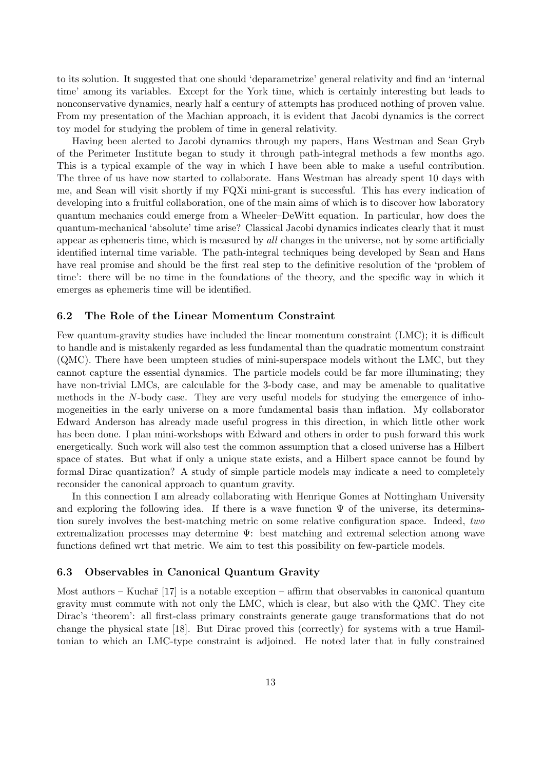to its solution. It suggested that one should 'deparametrize' general relativity and find an 'internal time' among its variables. Except for the York time, which is certainly interesting but leads to nonconservative dynamics, nearly half a century of attempts has produced nothing of proven value. From my presentation of the Machian approach, it is evident that Jacobi dynamics is the correct toy model for studying the problem of time in general relativity.

Having been alerted to Jacobi dynamics through my papers, Hans Westman and Sean Gryb of the Perimeter Institute began to study it through path-integral methods a few months ago. This is a typical example of the way in which I have been able to make a useful contribution. The three of us have now started to collaborate. Hans Westman has already spent 10 days with me, and Sean will visit shortly if my FQXi mini-grant is successful. This has every indication of developing into a fruitful collaboration, one of the main aims of which is to discover how laboratory quantum mechanics could emerge from a Wheeler–DeWitt equation. In particular, how does the quantum-mechanical 'absolute' time arise? Classical Jacobi dynamics indicates clearly that it must appear as ephemeris time, which is measured by *all* changes in the universe, not by some artificially identified internal time variable. The path-integral techniques being developed by Sean and Hans have real promise and should be the first real step to the definitive resolution of the 'problem of time': there will be no time in the foundations of the theory, and the specific way in which it emerges as ephemeris time will be identified.

### 6.2 The Role of the Linear Momentum Constraint

Few quantum-gravity studies have included the linear momentum constraint (LMC); it is difficult to handle and is mistakenly regarded as less fundamental than the quadratic momentum constraint (QMC). There have been umpteen studies of mini-superspace models without the LMC, but they cannot capture the essential dynamics. The particle models could be far more illuminating; they have non-trivial LMCs, are calculable for the 3-body case, and may be amenable to qualitative methods in the $N$-body case. They are very useful models for studying the emergence of inhomogeneities in the early universe on a more fundamental basis than inflation. My collaborator Edward Anderson has already made useful progress in this direction, in which little other work has been done. I plan mini-workshops with Edward and others in order to push forward this work energetically. Such work will also test the common assumption that a closed universe has a Hilbert space of states. But what if only a unique state exists, and a Hilbert space cannot be found by formal Dirac quantization? A study of simple particle models may indicate a need to completely reconsider the canonical approach to quantum gravity.

In this connection I am already collaborating with Henrique Gomes at Nottingham University and exploring the following idea. If there is a wave function $\Psi$ of the universe, its determination surely involves the best-matching metric on some relative configuration space. Indeed, *two* extremalization processes may determine $\Psi$: best matching and extremal selection among wave functions defined wrt that metric. We aim to test this possibility on few-particle models.

### 6.3 Observables in Canonical Quantum Gravity

Most authors – Kuchař [17] is a notable exception – affirm that observables in canonical quantum gravity must commute with not only the LMC, which is clear, but also with the QMC. They cite Dirac's 'theorem': all first-class primary constraints generate gauge transformations that do not change the physical state [18]. But Dirac proved this (correctly) for systems with a true Hamiltonian to which an LMC-type constraint is adjoined. He noted later that in fully constrained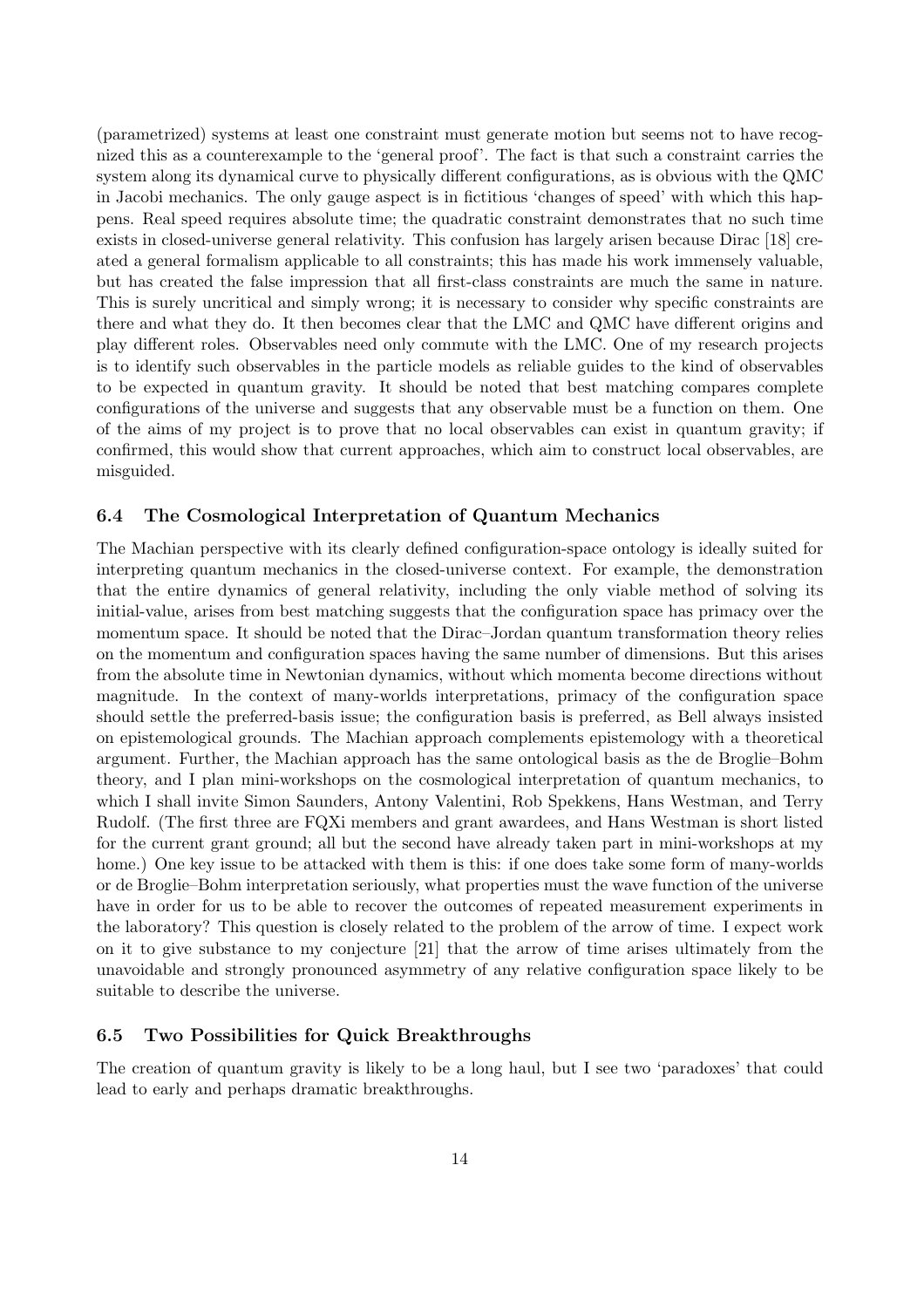(parametrized) systems at least one constraint must generate motion but seems not to have recognized this as a counterexample to the 'general proof'. The fact is that such a constraint carries the system along its dynamical curve to physically different configurations, as is obvious with the QMC in Jacobi mechanics. The only gauge aspect is in fictitious 'changes of speed' with which this happens. Real speed requires absolute time; the quadratic constraint demonstrates that no such time exists in closed-universe general relativity. This confusion has largely arisen because Dirac [18] created a general formalism applicable to all constraints; this has made his work immensely valuable, but has created the false impression that all first-class constraints are much the same in nature. This is surely uncritical and simply wrong; it is necessary to consider why specific constraints are there and what they do. It then becomes clear that the LMC and QMC have different origins and play different roles. Observables need only commute with the LMC. One of my research projects is to identify such observables in the particle models as reliable guides to the kind of observables to be expected in quantum gravity. It should be noted that best matching compares complete configurations of the universe and suggests that any observable must be a function on them. One of the aims of my project is to prove that no local observables can exist in quantum gravity; if confirmed, this would show that current approaches, which aim to construct local observables, are misguided.

### 6.4 The Cosmological Interpretation of Quantum Mechanics

The Machian perspective with its clearly defined configuration-space ontology is ideally suited for interpreting quantum mechanics in the closed-universe context. For example, the demonstration that the entire dynamics of general relativity, including the only viable method of solving its initial-value, arises from best matching suggests that the configuration space has primacy over the momentum space. It should be noted that the Dirac–Jordan quantum transformation theory relies on the momentum and configuration spaces having the same number of dimensions. But this arises from the absolute time in Newtonian dynamics, without which momenta become directions without magnitude. In the context of many-worlds interpretations, primacy of the configuration space should settle the preferred-basis issue; the configuration basis is preferred, as Bell always insisted on epistemological grounds. The Machian approach complements epistemology with a theoretical argument. Further, the Machian approach has the same ontological basis as the de Broglie–Bohm theory, and I plan mini-workshops on the cosmological interpretation of quantum mechanics, to which I shall invite Simon Saunders, Antony Valentini, Rob Spekkens, Hans Westman, and Terry Rudolf. (The first three are FQXi members and grant awardees, and Hans Westman is short listed for the current grant ground; all but the second have already taken part in mini-workshops at my home.) One key issue to be attacked with them is this: if one does take some form of many-worlds or de Broglie–Bohm interpretation seriously, what properties must the wave function of the universe have in order for us to be able to recover the outcomes of repeated measurement experiments in the laboratory? This question is closely related to the problem of the arrow of time. I expect work on it to give substance to my conjecture [21] that the arrow of time arises ultimately from the unavoidable and strongly pronounced asymmetry of any relative configuration space likely to be suitable to describe the universe.

### 6.5 Two Possibilities for Quick Breakthroughs

The creation of quantum gravity is likely to be a long haul, but I see two 'paradoxes' that could lead to early and perhaps dramatic breakthroughs.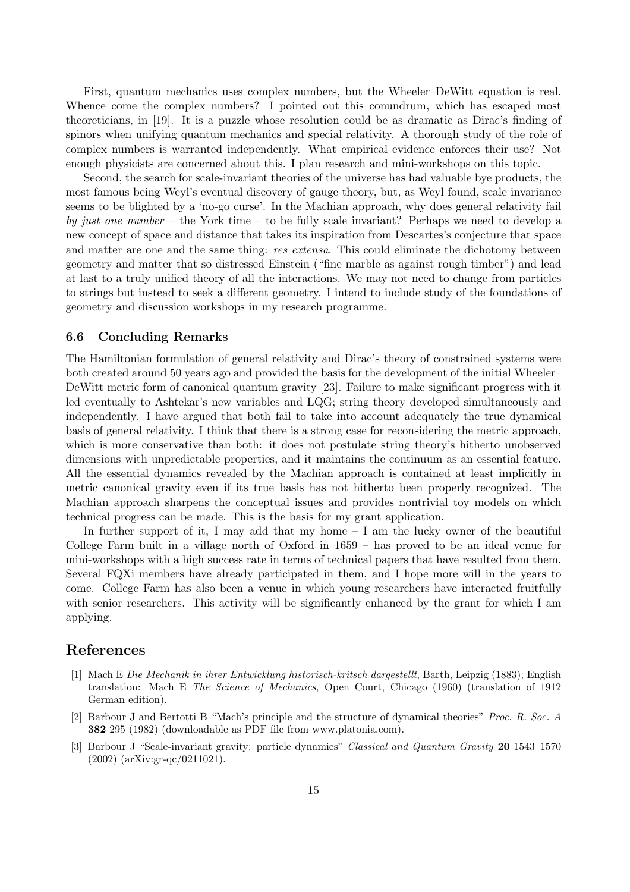First, quantum mechanics uses complex numbers, but the Wheeler–DeWitt equation is real. Whence come the complex numbers? I pointed out this conundrum, which has escaped most theoreticians, in [19]. It is a puzzle whose resolution could be as dramatic as Dirac's finding of spinors when unifying quantum mechanics and special relativity. A thorough study of the role of complex numbers is warranted independently. What empirical evidence enforces their use? Not enough physicists are concerned about this. I plan research and mini-workshops on this topic.

Second, the search for scale-invariant theories of the universe has had valuable bye products, the most famous being Weyl's eventual discovery of gauge theory, but, as Weyl found, scale invariance seems to be blighted by a 'no-go curse'. In the Machian approach, why does general relativity fail *by just one number* – the York time – to be fully scale invariant? Perhaps we need to develop a new concept of space and distance that takes its inspiration from Descartes's conjecture that space and matter are one and the same thing: *res extensa*. This could eliminate the dichotomy between geometry and matter that so distressed Einstein ("fine marble as against rough timber") and lead at last to a truly unified theory of all the interactions. We may not need to change from particles to strings but instead to seek a different geometry. I intend to include study of the foundations of geometry and discussion workshops in my research programme.

### 6.6 Concluding Remarks

The Hamiltonian formulation of general relativity and Dirac's theory of constrained systems were both created around 50 years ago and provided the basis for the development of the initial Wheeler–DeWitt metric form of canonical quantum gravity [23]. Failure to make significant progress with it led eventually to Ashtekar's new variables and LQG; string theory developed simultaneously and independently. I have argued that both fail to take into account adequately the true dynamical basis of general relativity. I think that there is a strong case for reconsidering the metric approach, which is more conservative than both: it does not postulate string theory's hitherto unobserved dimensions with unpredictable properties, and it maintains the continuum as an essential feature. All the essential dynamics revealed by the Machian approach is contained at least implicitly in metric canonical gravity even if its true basis has not hitherto been properly recognized. The Machian approach sharpens the conceptual issues and provides nontrivial toy models on which technical progress can be made. This is the basis for my grant application.

In further support of it, I may add that my home – I am the lucky owner of the beautiful College Farm built in a village north of Oxford in 1659 – has proved to be an ideal venue for mini-workshops with a high success rate in terms of technical papers that have resulted from them. Several FQXi members have already participated in them, and I hope more will in the years to come. College Farm has also been a venue in which young researchers have interacted fruitfully with senior researchers. This activity will be significantly enhanced by the grant for which I am applying.

## References

[1] Mach E *Die Mechanik in ihrer Entwicklung historisch-kritsch dargestellt*, Barth, Leipzig (1883); English translation: Mach E *The Science of Mechanics*, Open Court, Chicago (1960) (translation of 1912 German edition).

[2] Barbour J and Bertotti B "Mach's principle and the structure of dynamical theories" *Proc. R. Soc. A* **382** 295 (1982) (downloadable as PDF file from www.platonia.com).

[3] Barbour J "Scale-invariant gravity: particle dynamics" *Classical and Quantum Gravity* **20** 1543–1570 (2002) (arXiv:gr-qc/0211021).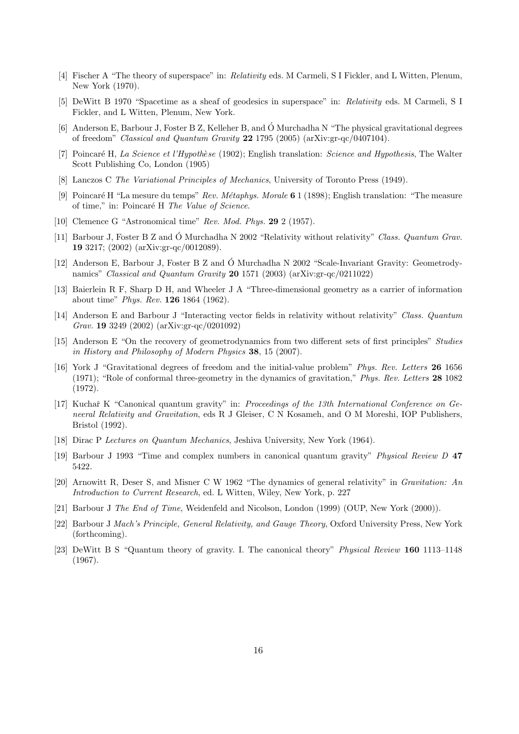[4] Fischer A "The theory of superspace" in: *Relativity* eds. M Carmeli, S I Fickler, and L Witten, Plenum, New York (1970).

[5] DeWitt B 1970 "Spacetime as a sheaf of geodesics in superspace" in: *Relativity* eds. M Carmeli, S I Fickler, and L Witten, Plenum, New York.

[6] Anderson E, Barbour J, Foster B Z, Kelleher B, and Ó Murchadha N "The physical gravitational degrees of freedom" *Classical and Quantum Gravity* **22** 1795 (2005) (arXiv:gr-qc/0407104).

[7] Poincaré H, *La Science et l'Hypothèse* (1902); English translation: *Science and Hypothesis*, The Walter Scott Publishing Co, London (1905)

[8] Lanczos C *The Variational Principles of Mechanics*, University of Toronto Press (1949).

[9] Poincaré H "La mesure du temps" *Rev. Métaphys. Morale* **6** 1 (1898); English translation: "The measure of time," in: Poincaré H *The Value of Science*.

[10] Clemence G "Astronomical time" *Rev. Mod. Phys.* **29** 2 (1957).

[11] Barbour J, Foster B Z and Ó Murchadha N 2002 "Relativity without relativity" *Class. Quantum Grav.* **19** 3217; (2002) (arXiv:gr-qc/0012089).

[12] Anderson E, Barbour J, Foster B Z and Ó Murchadha N 2002 "Scale-Invariant Gravity: Geometrodynamics" *Classical and Quantum Gravity* **20** 1571 (2003) (arXiv:gr-qc/0211022)

[13] Baierlein R F, Sharp D H, and Wheeler J A "Three-dimensional geometry as a carrier of information about time" *Phys. Rev.* **126** 1864 (1962).

[14] Anderson E and Barbour J "Interacting vector fields in relativity without relativity" *Class. Quantum Grav.* **19** 3249 (2002) (arXiv:gr-qc/0201092)

[15] Anderson E "On the recovery of geometrodynamics from two different sets of first principles" *Studies in History and Philosophy of Modern Physics* **38**, 15 (2007).

[16] York J "Gravitational degrees of freedom and the initial-value problem" *Phys. Rev. Letters* **26** 1656 (1971); "Role of conformal three-geometry in the dynamics of gravitation," *Phys. Rev. Letters* **28** 1082 (1972).

[17] Kuchař K "Canonical quantum gravity" in: *Proceedings of the 13th International Conference on Geneeral Relativity and Gravitation*, eds R J Gleiser, C N Kosameh, and O M Moreshi, IOP Publishers, Bristol (1992).

[18] Dirac P *Lectures on Quantum Mechanics*, Jeshiva University, New York (1964).

[19] Barbour J 1993 "Time and complex numbers in canonical quantum gravity" *Physical Review D* **47** 5422.

[20] Arnowitt R, Deser S, and Misner C W 1962 "The dynamics of general relativity" in *Gravitation: An Introduction to Current Research*, ed. L Witten, Wiley, New York, p. 227

[21] Barbour J *The End of Time*, Weidenfeld and Nicolson, London (1999) (OUP, New York (2000)).

[22] Barbour J *Mach's Principle, General Relativity, and Gauge Theory*, Oxford University Press, New York (forthcoming).

[23] DeWitt B S "Quantum theory of gravity. I. The canonical theory" *Physical Review* **160** 1113–1148 (1967).